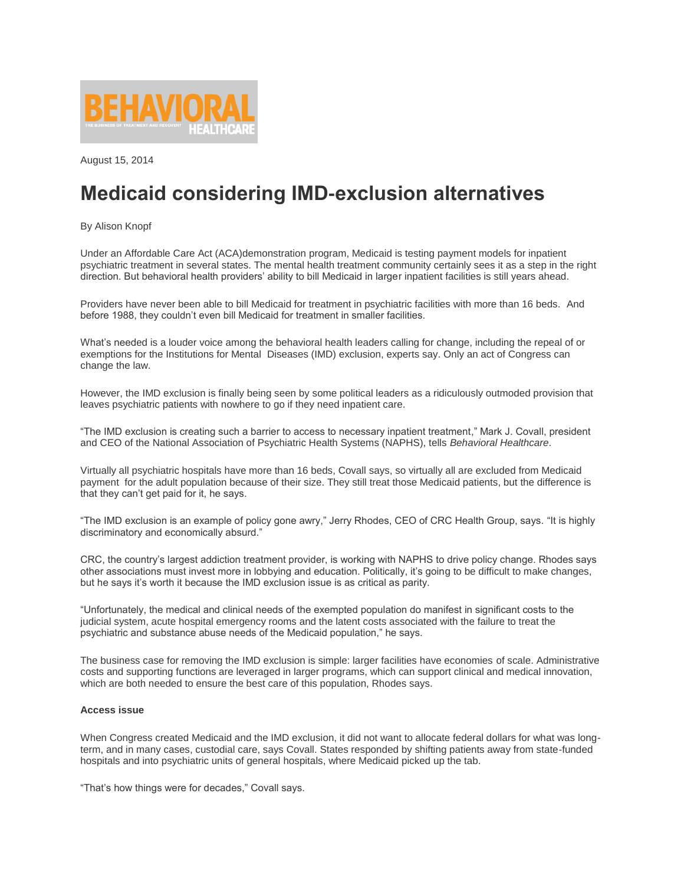BEHAVIORAL HEALTHCARE

THE BUSINESS OF TREATMENT AND RECOVERY

August 15, 2014

# Medicaid considering IMD-exclusion alternatives

By Alison Knopf

Under an Affordable Care Act (ACA)demonstration program, Medicaid is testing payment models for inpatient psychiatric treatment in several states. The mental health treatment community certainly sees it as a step in the right direction. But behavioral health providers' ability to bill Medicaid in larger inpatient facilities is still years ahead.

Providers have never been able to bill Medicaid for treatment in psychiatric facilities with more than 16 beds. And before 1988, they couldn't even bill Medicaid for treatment in smaller facilities.

What's needed is a louder voice among the behavioral health leaders calling for change, including the repeal of or exemptions for the Institutions for Mental Diseases (IMD) exclusion, experts say. Only an act of Congress can change the law.

However, the IMD exclusion is finally being seen by some political leaders as a ridiculously outmoded provision that leaves psychiatric patients with nowhere to go if they need inpatient care.

"The IMD exclusion is creating such a barrier to access to necessary inpatient treatment," Mark J. Covall, president and CEO of the National Association of Psychiatric Health Systems (NAPHS), tells *Behavioral Healthcare*.

Virtually all psychiatric hospitals have more than 16 beds, Covall says, so virtually all are excluded from Medicaid payment for the adult population because of their size. They still treat those Medicaid patients, but the difference is that they can't get paid for it, he says.

"The IMD exclusion is an example of policy gone awry," Jerry Rhodes, CEO of CRC Health Group, says. "It is highly discriminatory and economically absurd."

CRC, the country's largest addiction treatment provider, is working with NAPHS to drive policy change. Rhodes says other associations must invest more in lobbying and education. Politically, it's going to be difficult to make changes, but he says it's worth it because the IMD exclusion issue is as critical as parity.

"Unfortunately, the medical and clinical needs of the exempted population do manifest in significant costs to the judicial system, acute hospital emergency rooms and the latent costs associated with the failure to treat the psychiatric and substance abuse needs of the Medicaid population," he says.

The business case for removing the IMD exclusion is simple: larger facilities have economies of scale. Administrative costs and supporting functions are leveraged in larger programs, which can support clinical and medical innovation, which are both needed to ensure the best care of this population, Rhodes says.

**Access issue**

When Congress created Medicaid and the IMD exclusion, it did not want to allocate federal dollars for what was long-term, and in many cases, custodial care, says Covall. States responded by shifting patients away from state-funded hospitals and into psychiatric units of general hospitals, where Medicaid picked up the tab.

"That's how things were for decades," Covall says.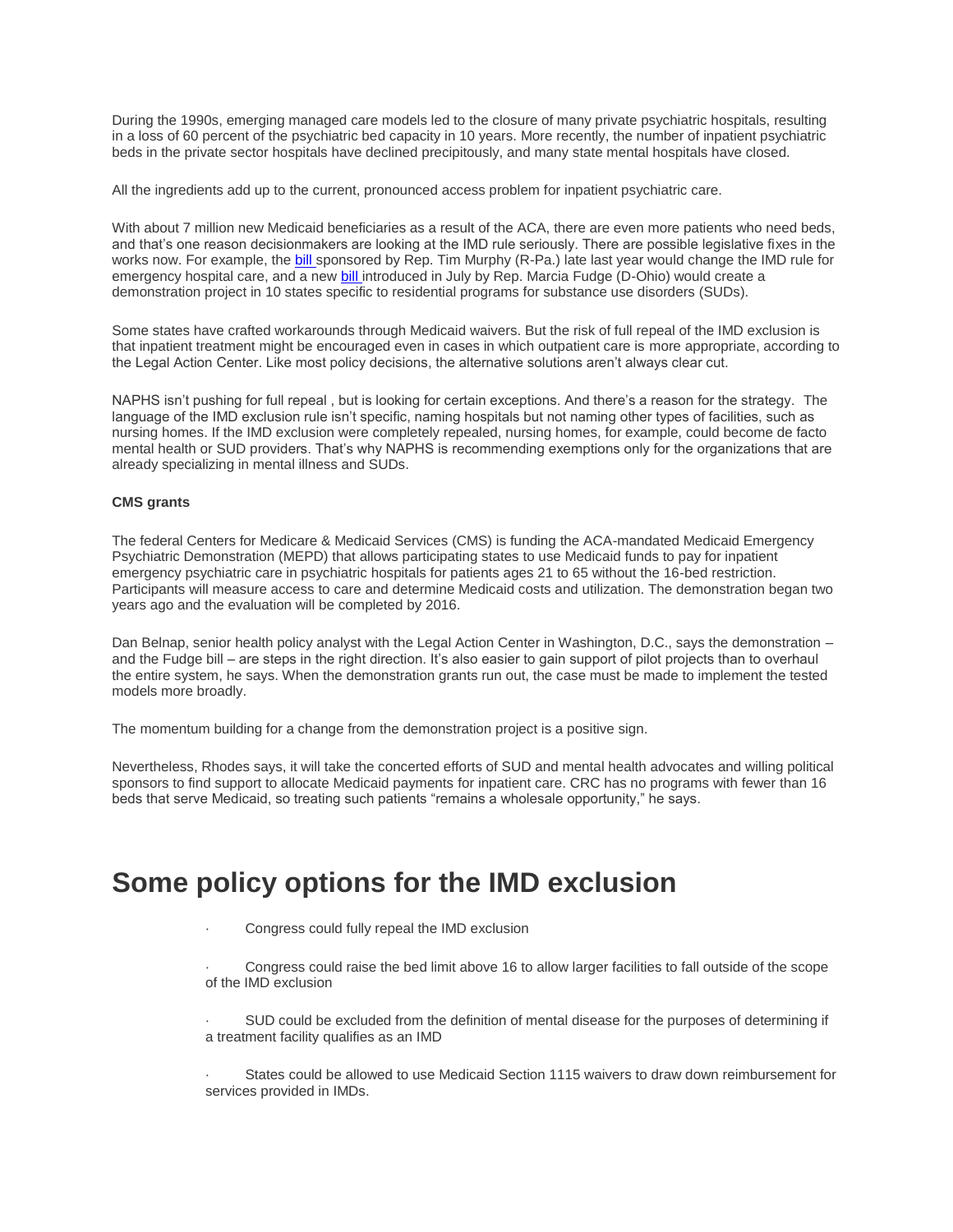During the 1990s, emerging managed care models led to the closure of many private psychiatric hospitals, resulting in a loss of 60 percent of the psychiatric bed capacity in 10 years. More recently, the number of inpatient psychiatric beds in the private sector hospitals have declined precipitously, and many state mental hospitals have closed.

All the ingredients add up to the current, pronounced access problem for inpatient psychiatric care.

With about 7 million new Medicaid beneficiaries as a result of the ACA, there are even more patients who need beds, and that's one reason decisionmakers are looking at the IMD rule seriously. There are possible legislative fixes in the works now. For example, the bill sponsored by Rep. Tim Murphy (R-Pa.) late last year would change the IMD rule for emergency hospital care, and a new bill introduced in July by Rep. Marcia Fudge (D-Ohio) would create a demonstration project in 10 states specific to residential programs for substance use disorders (SUDs).

Some states have crafted workarounds through Medicaid waivers. But the risk of full repeal of the IMD exclusion is that inpatient treatment might be encouraged even in cases in which outpatient care is more appropriate, according to the Legal Action Center. Like most policy decisions, the alternative solutions aren't always clear cut.

NAPHS isn't pushing for full repeal , but is looking for certain exceptions. And there's a reason for the strategy. The language of the IMD exclusion rule isn't specific, naming hospitals but not naming other types of facilities, such as nursing homes. If the IMD exclusion were completely repealed, nursing homes, for example, could become de facto mental health or SUD providers. That's why NAPHS is recommending exemptions only for the organizations that are already specializing in mental illness and SUDs.

**CMS grants**

The federal Centers for Medicare & Medicaid Services (CMS) is funding the ACA-mandated Medicaid Emergency Psychiatric Demonstration (MEPD) that allows participating states to use Medicaid funds to pay for inpatient emergency psychiatric care in psychiatric hospitals for patients ages 21 to 65 without the 16-bed restriction. Participants will measure access to care and determine Medicaid costs and utilization. The demonstration began two years ago and the evaluation will be completed by 2016.

Dan Belnap, senior health policy analyst with the Legal Action Center in Washington, D.C., says the demonstration – and the Fudge bill – are steps in the right direction. It's also easier to gain support of pilot projects than to overhaul the entire system, he says. When the demonstration grants run out, the case must be made to implement the tested models more broadly.

The momentum building for a change from the demonstration project is a positive sign.

Nevertheless, Rhodes says, it will take the concerted efforts of SUD and mental health advocates and willing political sponsors to find support to allocate Medicaid payments for inpatient care. CRC has no programs with fewer than 16 beds that serve Medicaid, so treating such patients "remains a wholesale opportunity," he says.

# Some policy options for the IMD exclusion

- Congress could fully repeal the IMD exclusion
- Congress could raise the bed limit above 16 to allow larger facilities to fall outside of the scope of the IMD exclusion
- SUD could be excluded from the definition of mental disease for the purposes of determining if a treatment facility qualifies as an IMD
- States could be allowed to use Medicaid Section 1115 waivers to draw down reimbursement for services provided in IMDs.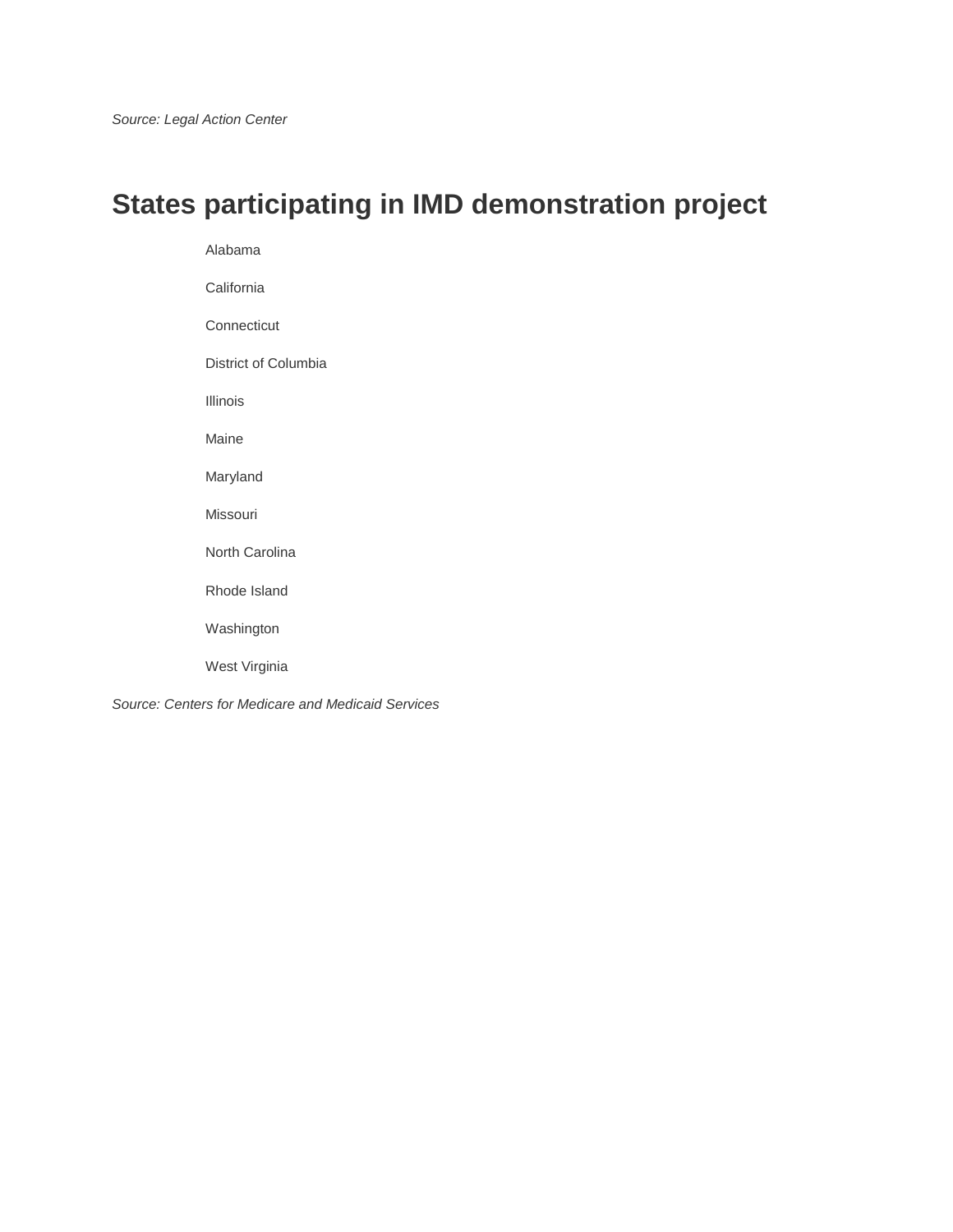*Source: Legal Action Center*

## States participating in IMD demonstration project

- Alabama
- California
- Connecticut
- District of Columbia
- Illinois
- Maine
- Maryland
- Missouri
- North Carolina
- Rhode Island
- Washington
- West Virginia

*Source: Centers for Medicare and Medicaid Services*